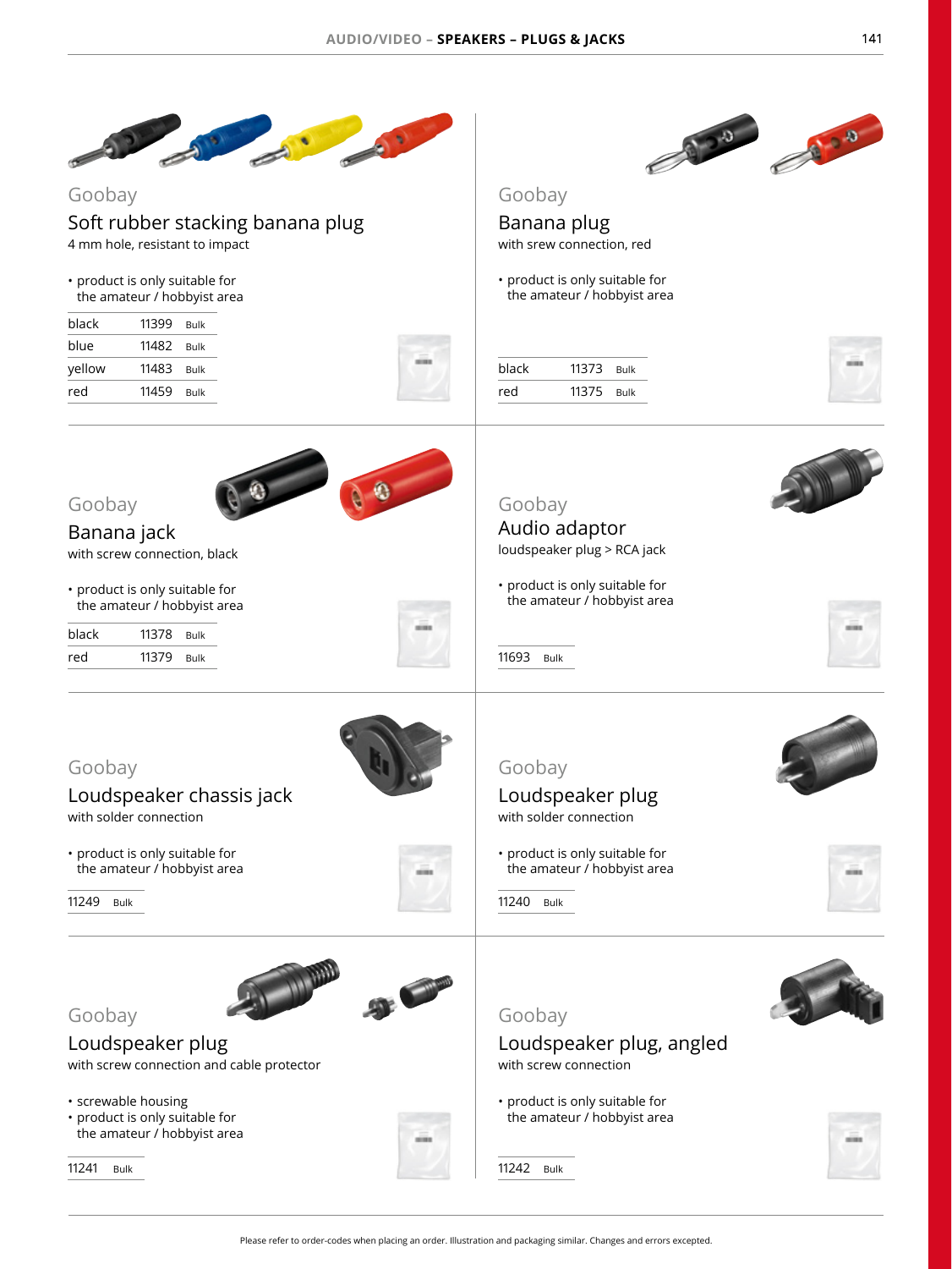## Gooboy

### Soft rubber stacking banana plug

4 mm hole, resistant to impact

- product is only suitable for the amateur / hobbyist area

| | | |
|---|---|---|
| black | 11399 | Bulk |
| blue | 11482 | Bulk |
| yellow | 11483 | Bulk |
| red | 11459 | Bulk |

## Gooboy

### Banana plug

with srew connection, red

- product is only suitable for the amateur / hobbyist area

| | | |
|---|---|---|
| black | 11373 | Bulk |
| red | 11375 | Bulk |

## Gooboy

### Banana jack

with screw connection, black

- product is only suitable for the amateur / hobbyist area

| | | |
|---|---|---|
| black | 11378 | Bulk |
| red | 11379 | Bulk |

## Gooboy

### Audio adaptor

loudspeaker plug > RCA jack

- product is only suitable for the amateur / hobbyist area

11693 Bulk

## Gooboy

### Loudspeaker chassis jack

with solder connection

- product is only suitable for the amateur / hobbyist area

11249 Bulk

## Gooboy

### Loudspeaker plug

with solder connection

- product is only suitable for the amateur / hobbyist area

11240 Bulk

## Gooboy

### Loudspeaker plug

with screw connection and cable protector

- screwable housing
- product is only suitable for the amateur / hobbyist area

11241 Bulk

## Gooboy

### Loudspeaker plug, angled

with screw connection

- product is only suitable for the amateur / hobbyist area

11242 Bulk

Please refer to order-codes when placing an order. Illustration and packaging similar. Changes and errors excepted.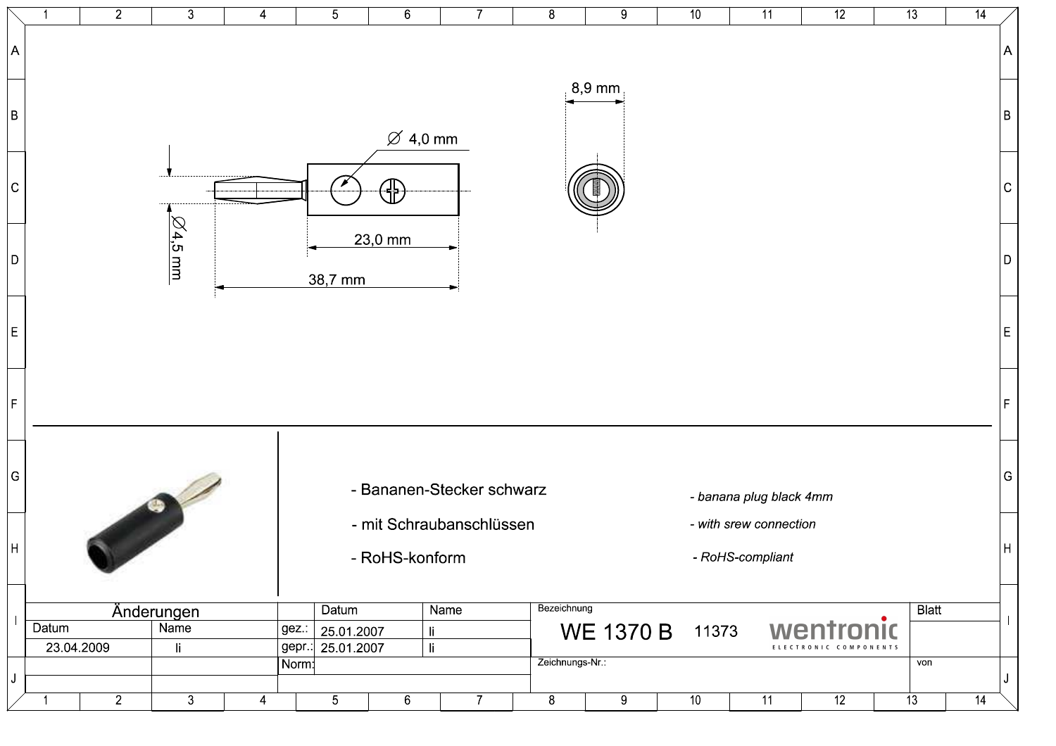∅ 4,0 mm

∅4,5 mm

23,0 mm

38,7 mm

8,9 mm

- Bananen-Stecker schwarz
- mit Schraubanschlüssen
- RoHS-konform

- *banana plug black 4mm*
- *with srew connection*
- *RoHS-compliant*

| Änderungen | | | Datum | Name | Bezeichnung | Blatt |
|---|---|---|---|---|---|---|
| Datum | Name | gez.: | 25.01.2007 | li | WE 1370 B 11373 wentronic ELECTRONIC COMPONENTS | |
| 23.04.2009 | li | gepr.: | 25.01.2007 | li | | |
| | | Norm: | | | Zeichnungs-Nr.: | von |